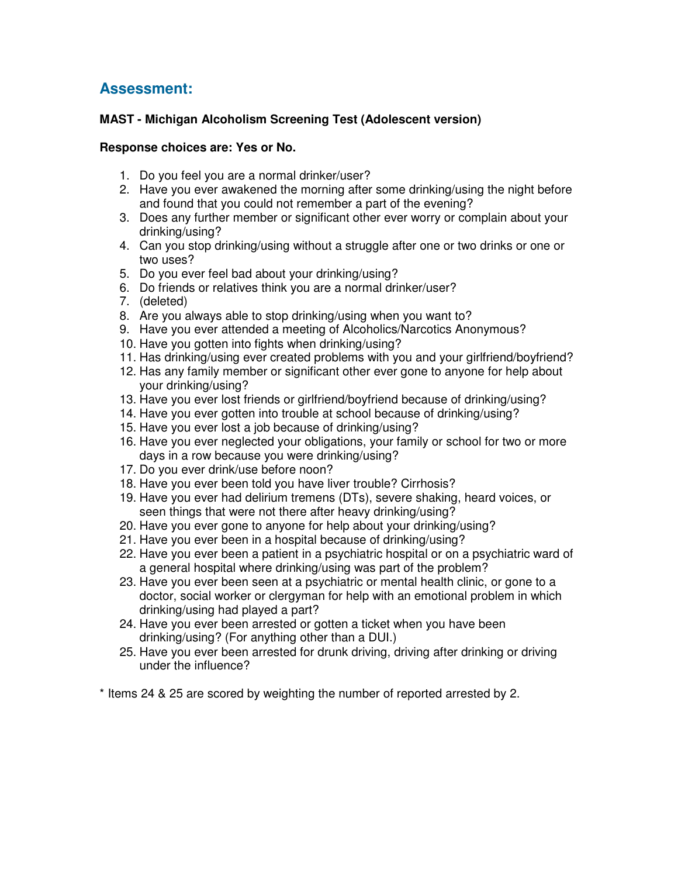## Assessment:

**MAST - Michigan Alcoholism Screening Test (Adolescent version)**

**Response choices are: Yes or No.**

1. Do you feel you are a normal drinker/user?
2. Have you ever awakened the morning after some drinking/using the night before and found that you could not remember a part of the evening?
3. Does any further member or significant other ever worry or complain about your drinking/using?
4. Can you stop drinking/using without a struggle after one or two drinks or one or two uses?
5. Do you ever feel bad about your drinking/using?
6. Do friends or relatives think you are a normal drinker/user?
7. (deleted)
8. Are you always able to stop drinking/using when you want to?
9. Have you ever attended a meeting of Alcoholics/Narcotics Anonymous?
10. Have you gotten into fights when drinking/using?
11. Has drinking/using ever created problems with you and your girlfriend/boyfriend?
12. Has any family member or significant other ever gone to anyone for help about your drinking/using?
13. Have you ever lost friends or girlfriend/boyfriend because of drinking/using?
14. Have you ever gotten into trouble at school because of drinking/using?
15. Have you ever lost a job because of drinking/using?
16. Have you ever neglected your obligations, your family or school for two or more days in a row because you were drinking/using?
17. Do you ever drink/use before noon?
18. Have you ever been told you have liver trouble? Cirrhosis?
19. Have you ever had delirium tremens (DTs), severe shaking, heard voices, or seen things that were not there after heavy drinking/using?
20. Have you ever gone to anyone for help about your drinking/using?
21. Have you ever been in a hospital because of drinking/using?
22. Have you ever been a patient in a psychiatric hospital or on a psychiatric ward of a general hospital where drinking/using was part of the problem?
23. Have you ever been seen at a psychiatric or mental health clinic, or gone to a doctor, social worker or clergyman for help with an emotional problem in which drinking/using had played a part?
24. Have you ever been arrested or gotten a ticket when you have been drinking/using? (For anything other than a DUI.)
25. Have you ever been arrested for drunk driving, driving after drinking or driving under the influence?

* Items 24 & 25 are scored by weighting the number of reported arrested by 2.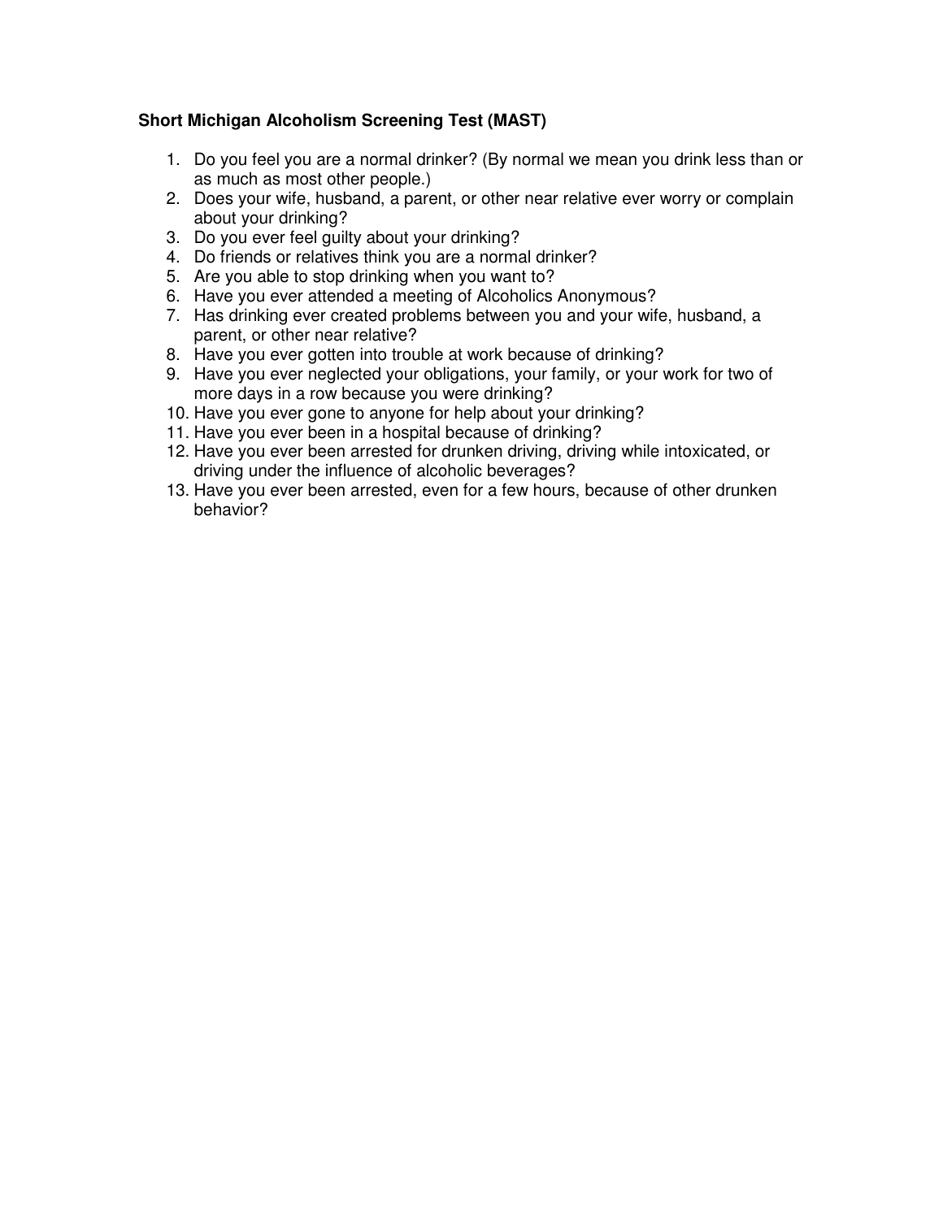**Short Michigan Alcoholism Screening Test (MAST)**

1. Do you feel you are a normal drinker? (By normal we mean you drink less than or as much as most other people.)
2. Does your wife, husband, a parent, or other near relative ever worry or complain about your drinking?
3. Do you ever feel guilty about your drinking?
4. Do friends or relatives think you are a normal drinker?
5. Are you able to stop drinking when you want to?
6. Have you ever attended a meeting of Alcoholics Anonymous?
7. Has drinking ever created problems between you and your wife, husband, a parent, or other near relative?
8. Have you ever gotten into trouble at work because of drinking?
9. Have you ever neglected your obligations, your family, or your work for two of more days in a row because you were drinking?
10. Have you ever gone to anyone for help about your drinking?
11. Have you ever been in a hospital because of drinking?
12. Have you ever been arrested for drunken driving, driving while intoxicated, or driving under the influence of alcoholic beverages?
13. Have you ever been arrested, even for a few hours, because of other drunken behavior?